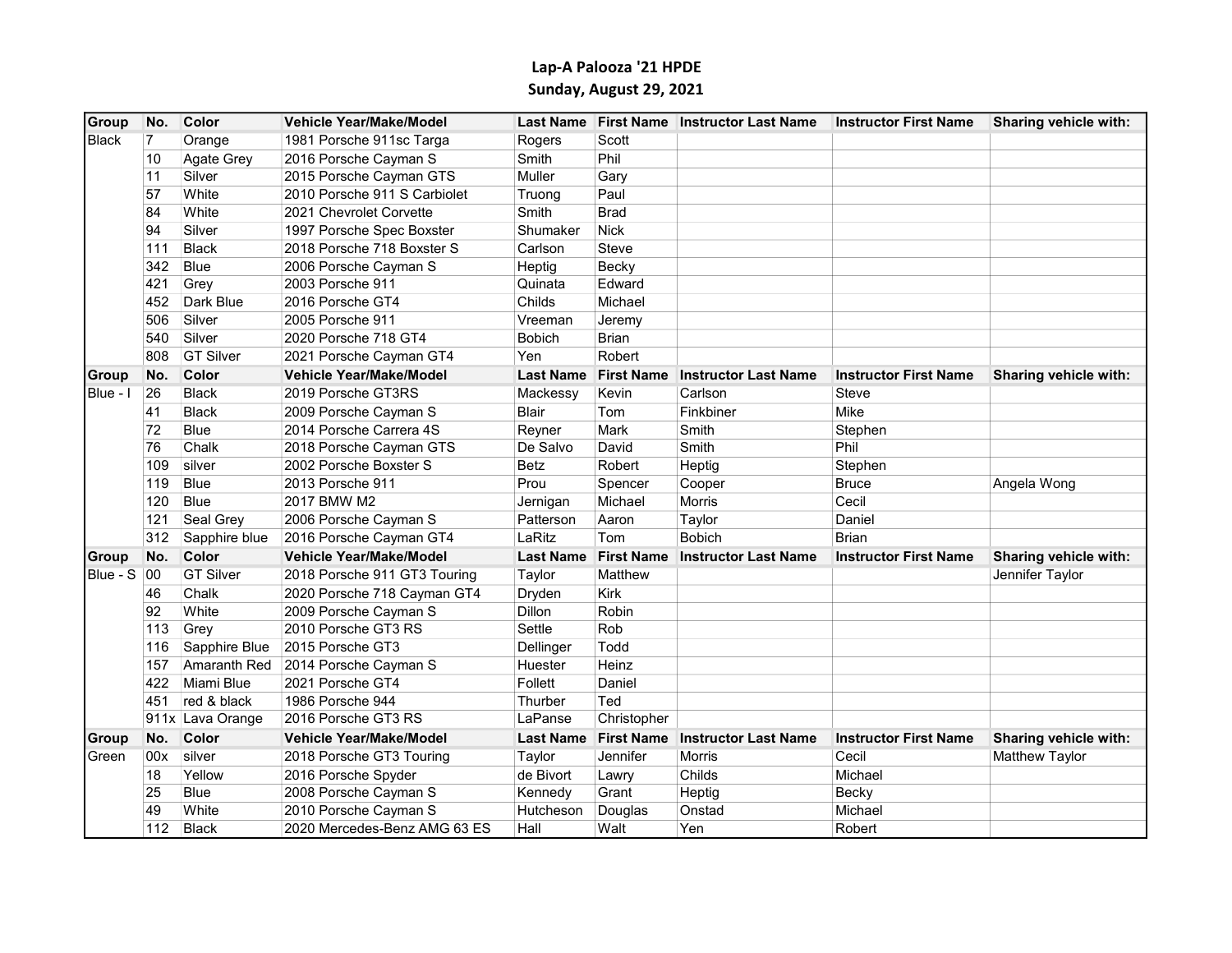# Lap-A Palooza '21 HPDE

## Sunday, August 29, 2021

| Group | No. | Color | Vehicle Year/Make/Model | Last Name | First Name | Instructor Last Name | Instructor First Name | Sharing vehicle with: |
|---|---|---|---|---|---|---|---|---|
| Black | 7 | Orange | 1981 Porsche 911sc Targa | Rogers | Scott | | | |
| | 10 | Agate Grey | 2016 Porsche Cayman S | Smith | Phil | | | |
| | 11 | Silver | 2015 Porsche Cayman GTS | Muller | Gary | | | |
| | 57 | White | 2010 Porsche 911 S Carbiolet | Truong | Paul | | | |
| | 84 | White | 2021 Chevrolet Corvette | Smith | Brad | | | |
| | 94 | Silver | 1997 Porsche Spec Boxster | Shumaker | Nick | | | |
| | 111 | Black | 2018 Porsche 718 Boxster S | Carlson | Steve | | | |
| | 342 | Blue | 2006 Porsche Cayman S | Heptig | Becky | | | |
| | 421 | Grey | 2003 Porsche 911 | Quinata | Edward | | | |
| | 452 | Dark Blue | 2016 Porsche GT4 | Childs | Michael | | | |
| | 506 | Silver | 2005 Porsche 911 | Vreeman | Jeremy | | | |
| | 540 | Silver | 2020 Porsche 718 GT4 | Bobich | Brian | | | |
| | 808 | GT Silver | 2021 Porsche Cayman GT4 | Yen | Robert | | | |
| **Group** | **No.** | **Color** | **Vehicle Year/Make/Model** | **Last Name** | **First Name** | **Instructor Last Name** | **Instructor First Name** | **Sharing vehicle with:** |
| Blue - I | 26 | Black | 2019 Porsche GT3RS | Mackessy | Kevin | Carlson | Steve | |
| | 41 | Black | 2009 Porsche Cayman S | Blair | Tom | Finkbiner | Mike | |
| | 72 | Blue | 2014 Porsche Carrera 4S | Reyner | Mark | Smith | Stephen | |
| | 76 | Chalk | 2018 Porsche Cayman GTS | De Salvo | David | Smith | Phil | |
| | 109 | silver | 2002 Porsche Boxster S | Betz | Robert | Heptig | Stephen | |
| | 119 | Blue | 2013 Porsche 911 | Prou | Spencer | Cooper | Bruce | Angela Wong |
| | 120 | Blue | 2017 BMW M2 | Jernigan | Michael | Morris | Cecil | |
| | 121 | Seal Grey | 2006 Porsche Cayman S | Patterson | Aaron | Taylor | Daniel | |
| | 312 | Sapphire blue | 2016 Porsche Cayman GT4 | LaRitz | Tom | Bobich | Brian | |
| **Group** | **No.** | **Color** | **Vehicle Year/Make/Model** | **Last Name** | **First Name** | **Instructor Last Name** | **Instructor First Name** | **Sharing vehicle with:** |
| Blue - S | 00 | GT Silver | 2018 Porsche 911 GT3 Touring | Taylor | Matthew | | | Jennifer Taylor |
| | 46 | Chalk | 2020 Porsche 718 Cayman GT4 | Dryden | Kirk | | | |
| | 92 | White | 2009 Porsche Cayman S | Dillon | Robin | | | |
| | 113 | Grey | 2010 Porsche GT3 RS | Settle | Rob | | | |
| | 116 | Sapphire Blue | 2015 Porsche GT3 | Dellinger | Todd | | | |
| | 157 | Amaranth Red | 2014 Porsche Cayman S | Huester | Heinz | | | |
| | 422 | Miami Blue | 2021 Porsche GT4 | Follett | Daniel | | | |
| | 451 | red & black | 1986 Porsche 944 | Thurber | Ted | | | |
| | 911x | Lava Orange | 2016 Porsche GT3 RS | LaPanse | Christopher | | | |
| **Group** | **No.** | **Color** | **Vehicle Year/Make/Model** | **Last Name** | **First Name** | **Instructor Last Name** | **Instructor First Name** | **Sharing vehicle with:** |
| Green | 00x | silver | 2018 Porsche GT3 Touring | Taylor | Jennifer | Morris | Cecil | Matthew Taylor |
| | 18 | Yellow | 2016 Porsche Spyder | de Bivort | Lawry | Childs | Michael | |
| | 25 | Blue | 2008 Porsche Cayman S | Kennedy | Grant | Heptig | Becky | |
| | 49 | White | 2010 Porsche Cayman S | Hutcheson | Douglas | Onstad | Michael | |
| | 112 | Black | 2020 Mercedes-Benz AMG 63 ES | Hall | Walt | Yen | Robert | |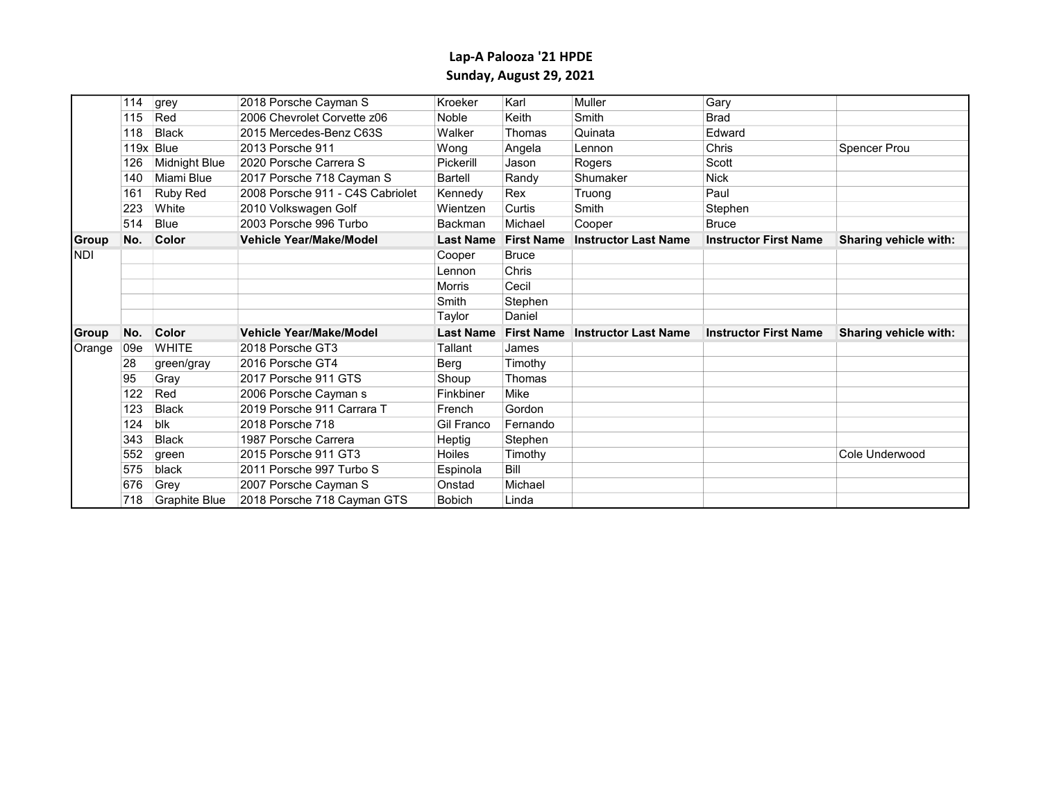## Lap-A Palooza '21 HPDE
## Sunday, August 29, 2021

| | | | | | | | | |
|---|---|---|---|---|---|---|---|---|
| | 114 | grey | 2018 Porsche Cayman S | Kroeker | Karl | Muller | Gary | |
| | 115 | Red | 2006 Chevrolet Corvette z06 | Noble | Keith | Smith | Brad | |
| | 118 | Black | 2015 Mercedes-Benz C63S | Walker | Thomas | Quinata | Edward | |
| | 119x | Blue | 2013 Porsche 911 | Wong | Angela | Lennon | Chris | Spencer Prou |
| | 126 | Midnight Blue | 2020 Porsche Carrera S | Pickerill | Jason | Rogers | Scott | |
| | 140 | Miami Blue | 2017 Porsche 718 Cayman S | Bartell | Randy | Shumaker | Nick | |
| | 161 | Ruby Red | 2008 Porsche 911 - C4S Cabriolet | Kennedy | Rex | Truong | Paul | |
| | 223 | White | 2010 Volkswagen Golf | Wientzen | Curtis | Smith | Stephen | |
| | 514 | Blue | 2003 Porsche 996 Turbo | Backman | Michael | Cooper | Bruce | |
| **Group** | **No.** | **Color** | **Vehicle Year/Make/Model** | **Last Name** | **First Name** | **Instructor Last Name** | **Instructor First Name** | **Sharing vehicle with:** |
| NDI | | | | Cooper | Bruce | | | |
| | | | | Lennon | Chris | | | |
| | | | | Morris | Cecil | | | |
| | | | | Smith | Stephen | | | |
| | | | | Taylor | Daniel | | | |
| **Group** | **No.** | **Color** | **Vehicle Year/Make/Model** | **Last Name** | **First Name** | **Instructor Last Name** | **Instructor First Name** | **Sharing vehicle with:** |
| Orange | 09e | WHITE | 2018 Porsche GT3 | Tallant | James | | | |
| | 28 | green/gray | 2016 Porsche GT4 | Berg | Timothy | | | |
| | 95 | Gray | 2017 Porsche 911 GTS | Shoup | Thomas | | | |
| | 122 | Red | 2006 Porsche Cayman s | Finkbiner | Mike | | | |
| | 123 | Black | 2019 Porsche 911 Carrara T | French | Gordon | | | |
| | 124 | blk | 2018 Porsche 718 | Gil Franco | Fernando | | | |
| | 343 | Black | 1987 Porsche Carrera | Heptig | Stephen | | | |
| | 552 | green | 2015 Porsche 911 GT3 | Hoiles | Timothy | | | Cole Underwood |
| | 575 | black | 2011 Porsche 997 Turbo S | Espinola | Bill | | | |
| | 676 | Grey | 2007 Porsche Cayman S | Onstad | Michael | | | |
| | 718 | Graphite Blue | 2018 Porsche 718 Cayman GTS | Bobich | Linda | | | |